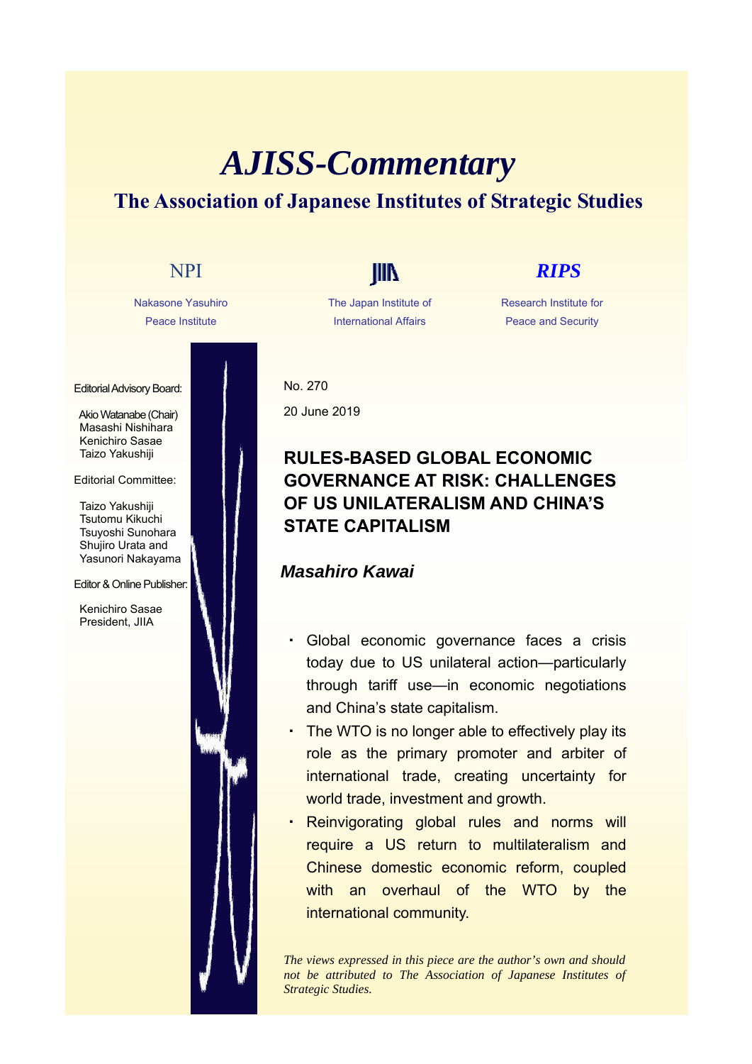# *AJISS-Commentary*

## The Association of Japanese Institutes of Strategic Studies

NPI
Nakasone Yasuhiro Peace Institute

JIIA
The Japan Institute of International Affairs

*RIPS*
Research Institute for Peace and Security

Editorial Advisory Board:

Akio Watanabe (Chair)
Masashi Nishihara
Kenichiro Sasae
Taizo Yakushiji

Editorial Committee:

Taizo Yakushiji
Tsutomu Kikuchi
Tsuyoshi Sunohara
Shujiro Urata and
Yasunori Nakayama

Editor & Online Publisher:

Kenichiro Sasae
President, JIIA

No. 270

20 June 2019

### RULES-BASED GLOBAL ECONOMIC GOVERNANCE AT RISK: CHALLENGES OF US UNILATERALISM AND CHINA'S STATE CAPITALISM

***Masahiro Kawai***

- Global economic governance faces a crisis today due to US unilateral action—particularly through tariff use—in economic negotiations and China's state capitalism.
- The WTO is no longer able to effectively play its role as the primary promoter and arbiter of international trade, creating uncertainty for world trade, investment and growth.
- Reinvigorating global rules and norms will require a US return to multilateralism and Chinese domestic economic reform, coupled with an overhaul of the WTO by the international community.

*The views expressed in this piece are the author's own and should not be attributed to The Association of Japanese Institutes of Strategic Studies.*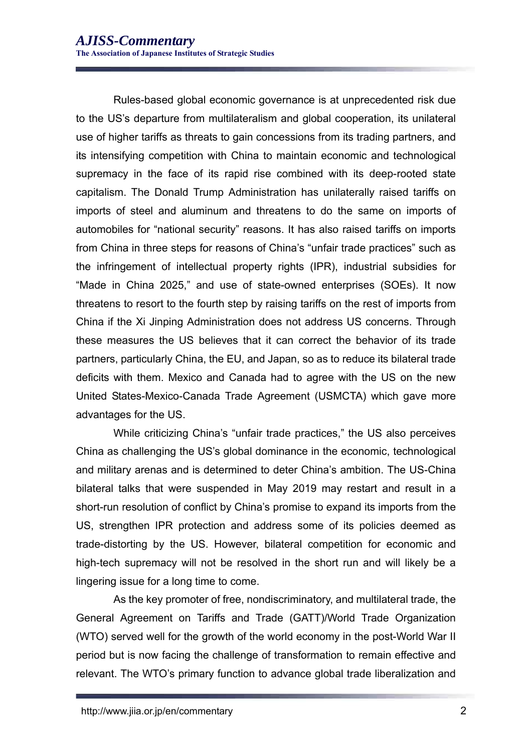Rules-based global economic governance is at unprecedented risk due to the US's departure from multilateralism and global cooperation, its unilateral use of higher tariffs as threats to gain concessions from its trading partners, and its intensifying competition with China to maintain economic and technological supremacy in the face of its rapid rise combined with its deep-rooted state capitalism. The Donald Trump Administration has unilaterally raised tariffs on imports of steel and aluminum and threatens to do the same on imports of automobiles for "national security" reasons. It has also raised tariffs on imports from China in three steps for reasons of China's "unfair trade practices" such as the infringement of intellectual property rights (IPR), industrial subsidies for "Made in China 2025," and use of state-owned enterprises (SOEs). It now threatens to resort to the fourth step by raising tariffs on the rest of imports from China if the Xi Jinping Administration does not address US concerns. Through these measures the US believes that it can correct the behavior of its trade partners, particularly China, the EU, and Japan, so as to reduce its bilateral trade deficits with them. Mexico and Canada had to agree with the US on the new United States-Mexico-Canada Trade Agreement (USMCTA) which gave more advantages for the US.

While criticizing China's "unfair trade practices," the US also perceives China as challenging the US's global dominance in the economic, technological and military arenas and is determined to deter China's ambition. The US-China bilateral talks that were suspended in May 2019 may restart and result in a short-run resolution of conflict by China's promise to expand its imports from the US, strengthen IPR protection and address some of its policies deemed as trade-distorting by the US. However, bilateral competition for economic and high-tech supremacy will not be resolved in the short run and will likely be a lingering issue for a long time to come.

As the key promoter of free, nondiscriminatory, and multilateral trade, the General Agreement on Tariffs and Trade (GATT)/World Trade Organization (WTO) served well for the growth of the world economy in the post-World War II period but is now facing the challenge of transformation to remain effective and relevant. The WTO's primary function to advance global trade liberalization and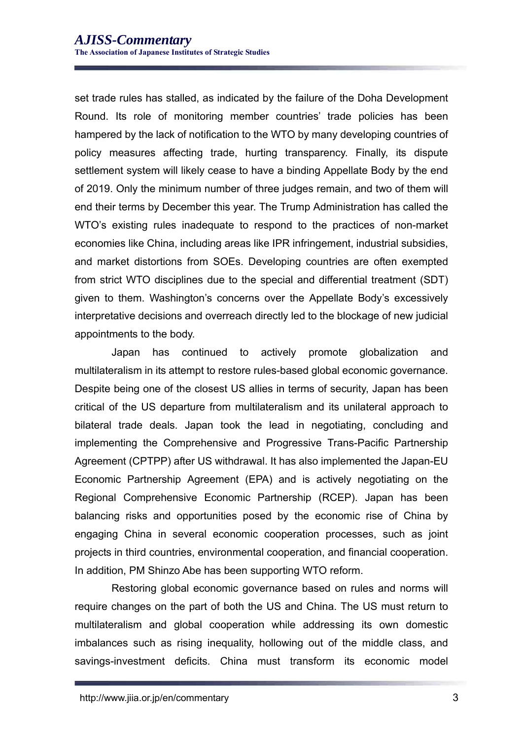set trade rules has stalled, as indicated by the failure of the Doha Development Round. Its role of monitoring member countries' trade policies has been hampered by the lack of notification to the WTO by many developing countries of policy measures affecting trade, hurting transparency. Finally, its dispute settlement system will likely cease to have a binding Appellate Body by the end of 2019. Only the minimum number of three judges remain, and two of them will end their terms by December this year. The Trump Administration has called the WTO's existing rules inadequate to respond to the practices of non-market economies like China, including areas like IPR infringement, industrial subsidies, and market distortions from SOEs. Developing countries are often exempted from strict WTO disciplines due to the special and differential treatment (SDT) given to them. Washington's concerns over the Appellate Body's excessively interpretative decisions and overreach directly led to the blockage of new judicial appointments to the body.

Japan has continued to actively promote globalization and multilateralism in its attempt to restore rules-based global economic governance. Despite being one of the closest US allies in terms of security, Japan has been critical of the US departure from multilateralism and its unilateral approach to bilateral trade deals. Japan took the lead in negotiating, concluding and implementing the Comprehensive and Progressive Trans-Pacific Partnership Agreement (CPTPP) after US withdrawal. It has also implemented the Japan-EU Economic Partnership Agreement (EPA) and is actively negotiating on the Regional Comprehensive Economic Partnership (RCEP). Japan has been balancing risks and opportunities posed by the economic rise of China by engaging China in several economic cooperation processes, such as joint projects in third countries, environmental cooperation, and financial cooperation. In addition, PM Shinzo Abe has been supporting WTO reform.

Restoring global economic governance based on rules and norms will require changes on the part of both the US and China. The US must return to multilateralism and global cooperation while addressing its own domestic imbalances such as rising inequality, hollowing out of the middle class, and savings-investment deficits. China must transform its economic model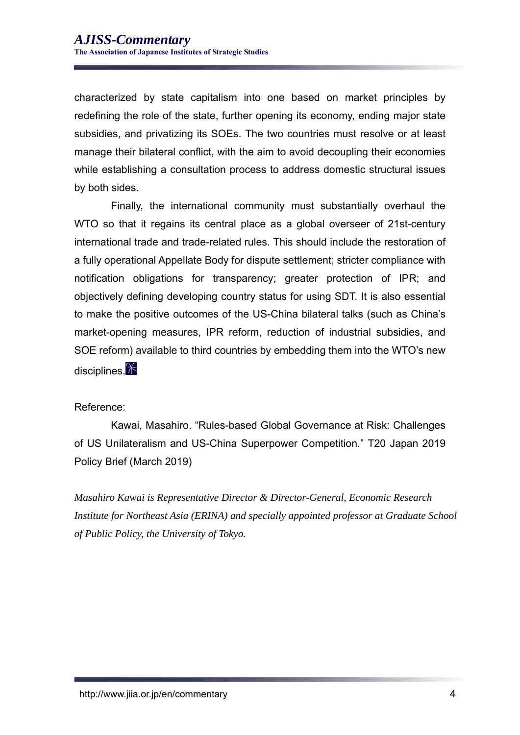characterized by state capitalism into one based on market principles by redefining the role of the state, further opening its economy, ending major state subsidies, and privatizing its SOEs. The two countries must resolve or at least manage their bilateral conflict, with the aim to avoid decoupling their economies while establishing a consultation process to address domestic structural issues by both sides.

Finally, the international community must substantially overhaul the WTO so that it regains its central place as a global overseer of 21st-century international trade and trade-related rules. This should include the restoration of a fully operational Appellate Body for dispute settlement; stricter compliance with notification obligations for transparency; greater protection of IPR; and objectively defining developing country status for using SDT. It is also essential to make the positive outcomes of the US-China bilateral talks (such as China's market-opening measures, IPR reform, reduction of industrial subsidies, and SOE reform) available to third countries by embedding them into the WTO's new disciplines.

Reference:

Kawai, Masahiro. "Rules-based Global Governance at Risk: Challenges of US Unilateralism and US-China Superpower Competition." T20 Japan 2019 Policy Brief (March 2019)

*Masahiro Kawai is Representative Director & Director-General, Economic Research Institute for Northeast Asia (ERINA) and specially appointed professor at Graduate School of Public Policy, the University of Tokyo.*